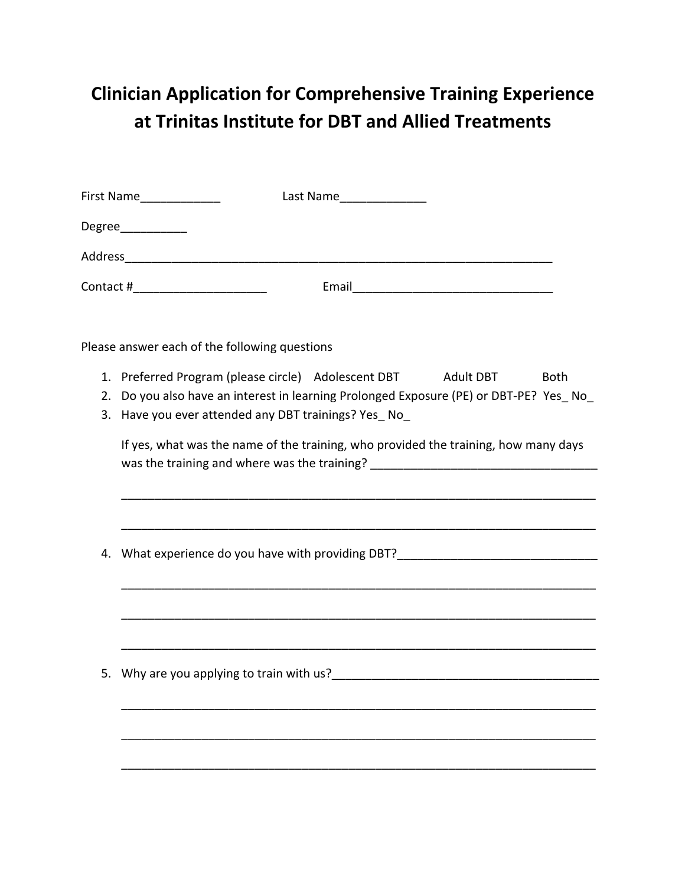# Clinician Application for Comprehensive Training Experience at Trinitas Institute for DBT and Allied Treatments

First Name____________ Last Name_____________

Degree__________

Address__________________________________________________________________

Contact #____________________ Email______________________________

Please answer each of the following questions

1. Preferred Program (please circle) Adolescent DBT Adult DBT Both
2. Do you also have an interest in learning Prolonged Exposure (PE) or DBT-PE? Yes_ No_
3. Have you ever attended any DBT trainings? Yes_ No_

   If yes, what was the name of the training, who provided the training, how many days was the training and where was the training? _________________________________

   ________________________________________________________________________

   ________________________________________________________________________

4. What experience do you have with providing DBT?______________________________

   ________________________________________________________________________

   ________________________________________________________________________

   ________________________________________________________________________

5. Why are you applying to train with us?________________________________________

   ________________________________________________________________________

   ________________________________________________________________________

   ________________________________________________________________________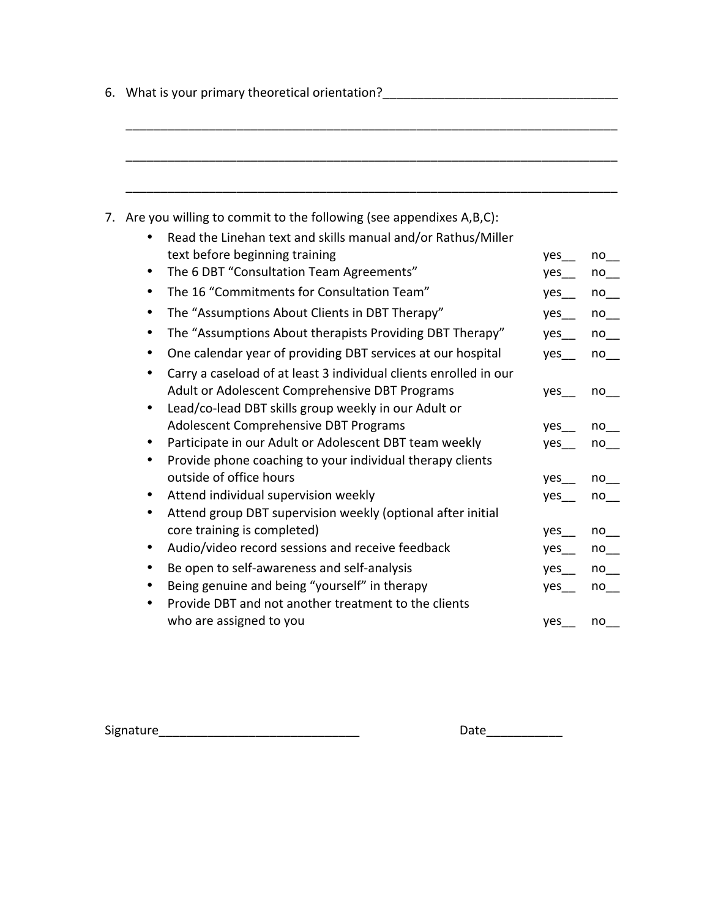6. What is your primary theoretical orientation?__________________________________

___________________________________________________________________________

___________________________________________________________________________

___________________________________________________________________________

7. Are you willing to commit to the following (see appendixes A,B,C):

| | | |
|---|---|---|
| • Read the Linehan text and skills manual and/or Rathus/Miller text before beginning training | yes__ | no__ |
| • The 6 DBT "Consultation Team Agreements" | yes__ | no__ |
| • The 16 "Commitments for Consultation Team" | yes__ | no__ |
| • The "Assumptions About Clients in DBT Therapy" | yes__ | no__ |
| • The "Assumptions About therapists Providing DBT Therapy" | yes__ | no__ |
| • One calendar year of providing DBT services at our hospital | yes__ | no__ |
| • Carry a caseload of at least 3 individual clients enrolled in our Adult or Adolescent Comprehensive DBT Programs | yes__ | no__ |
| • Lead/co-lead DBT skills group weekly in our Adult or Adolescent Comprehensive DBT Programs | yes__ | no__ |
| • Participate in our Adult or Adolescent DBT team weekly | yes__ | no__ |
| • Provide phone coaching to your individual therapy clients outside of office hours | yes__ | no__ |
| • Attend individual supervision weekly | yes__ | no__ |
| • Attend group DBT supervision weekly (optional after initial core training is completed) | yes__ | no__ |
| • Audio/video record sessions and receive feedback | yes__ | no__ |
| • Be open to self-awareness and self-analysis | yes__ | no__ |
| • Being genuine and being "yourself" in therapy | yes__ | no__ |
| • Provide DBT and not another treatment to the clients who are assigned to you | yes__ | no__ |

Signature_____________________________ Date___________